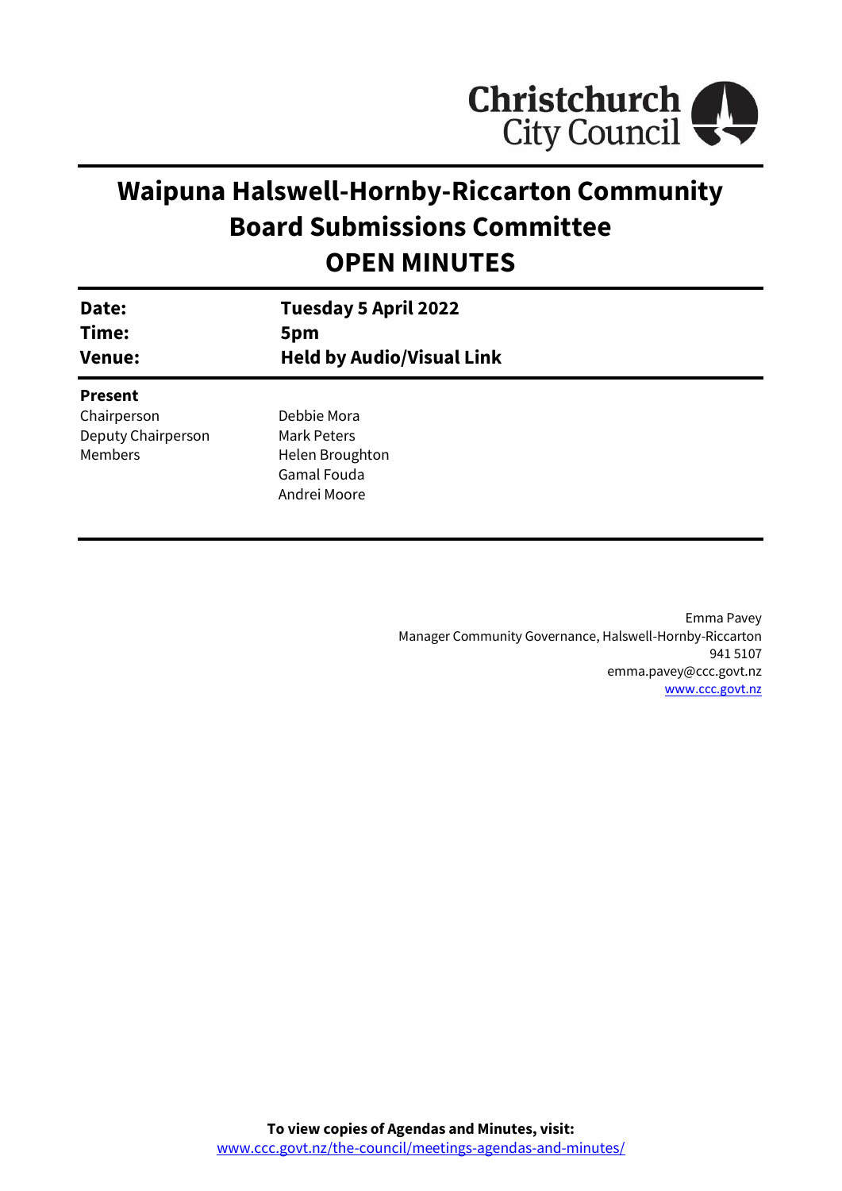Christchurch City Council

# Waipuna Halswell-Hornby-Riccarton Community Board Submissions Committee
# OPEN MINUTES

| | |
|---|---|
| **Date:** | **Tuesday 5 April 2022** |
| **Time:** | **5pm** |
| **Venue:** | **Held by Audio/Visual Link** |

**Present**

| | |
|---|---|
| Chairperson | Debbie Mora |
| Deputy Chairperson | Mark Peters |
| Members | Helen Broughton |
| | Gamal Fouda |
| | Andrei Moore |

Emma Pavey
Manager Community Governance, Halswell-Hornby-Riccarton
941 5107
emma.pavey@ccc.govt.nz
www.ccc.govt.nz

**To view copies of Agendas and Minutes, visit:**
www.ccc.govt.nz/the-council/meetings-agendas-and-minutes/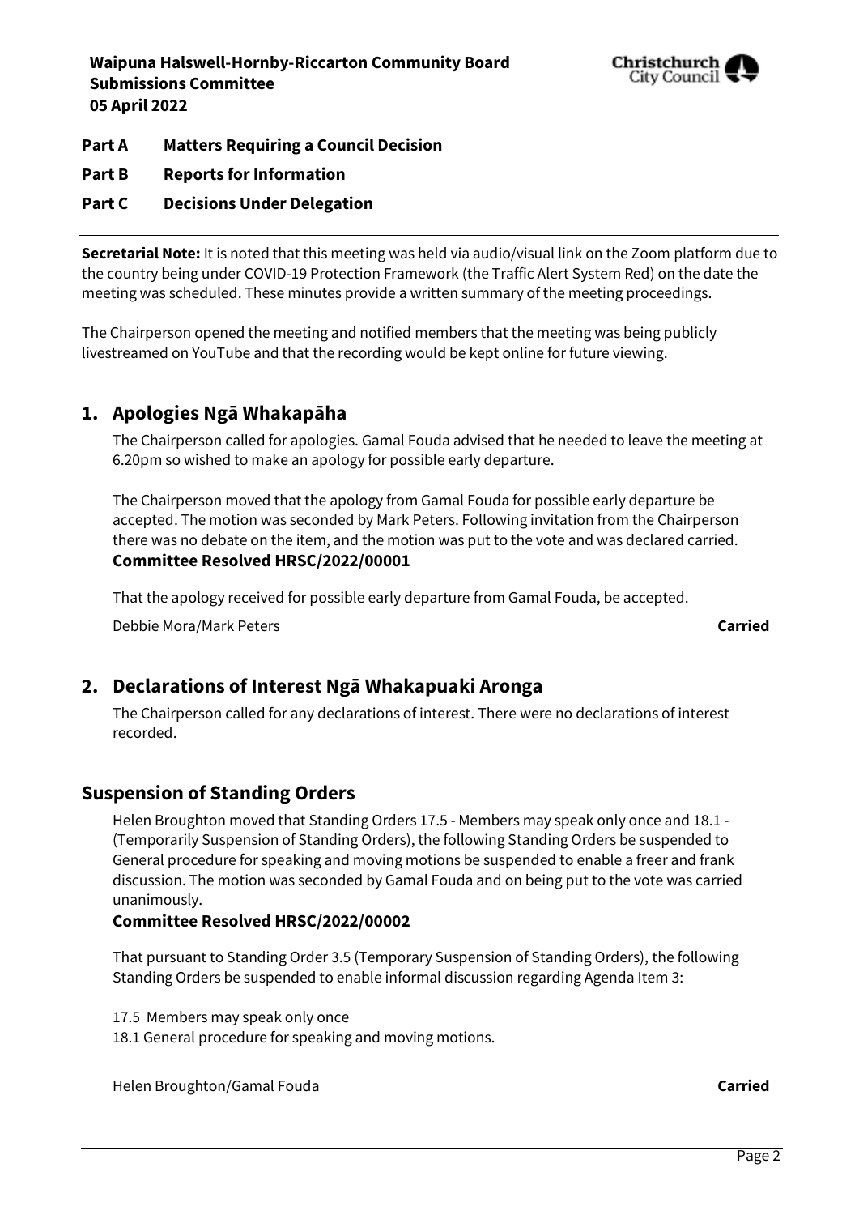**Part A Matters Requiring a Council Decision**

**Part B Reports for Information**

**Part C Decisions Under Delegation**

**Secretarial Note:** It is noted that this meeting was held via audio/visual link on the Zoom platform due to the country being under COVID-19 Protection Framework (the Traffic Alert System Red) on the date the meeting was scheduled. These minutes provide a written summary of the meeting proceedings.

The Chairperson opened the meeting and notified members that the meeting was being publicly livestreamed on YouTube and that the recording would be kept online for future viewing.

## 1. Apologies Ngā Whakapāha

The Chairperson called for apologies. Gamal Fouda advised that he needed to leave the meeting at 6.20pm so wished to make an apology for possible early departure.

The Chairperson moved that the apology from Gamal Fouda for possible early departure be accepted. The motion was seconded by Mark Peters. Following invitation from the Chairperson there was no debate on the item, and the motion was put to the vote and was declared carried.

**Committee Resolved HRSC/2022/00001**

That the apology received for possible early departure from Gamal Fouda, be accepted.

Debbie Mora/Mark Peters **Carried**

## 2. Declarations of Interest Ngā Whakapuaki Aronga

The Chairperson called for any declarations of interest. There were no declarations of interest recorded.

## Suspension of Standing Orders

Helen Broughton moved that Standing Orders 17.5 - Members may speak only once and 18.1 - (Temporarily Suspension of Standing Orders), the following Standing Orders be suspended to General procedure for speaking and moving motions be suspended to enable a freer and frank discussion. The motion was seconded by Gamal Fouda and on being put to the vote was carried unanimously.

**Committee Resolved HRSC/2022/00002**

That pursuant to Standing Order 3.5 (Temporary Suspension of Standing Orders), the following Standing Orders be suspended to enable informal discussion regarding Agenda Item 3:

17.5 Members may speak only once
18.1 General procedure for speaking and moving motions.

Helen Broughton/Gamal Fouda **Carried**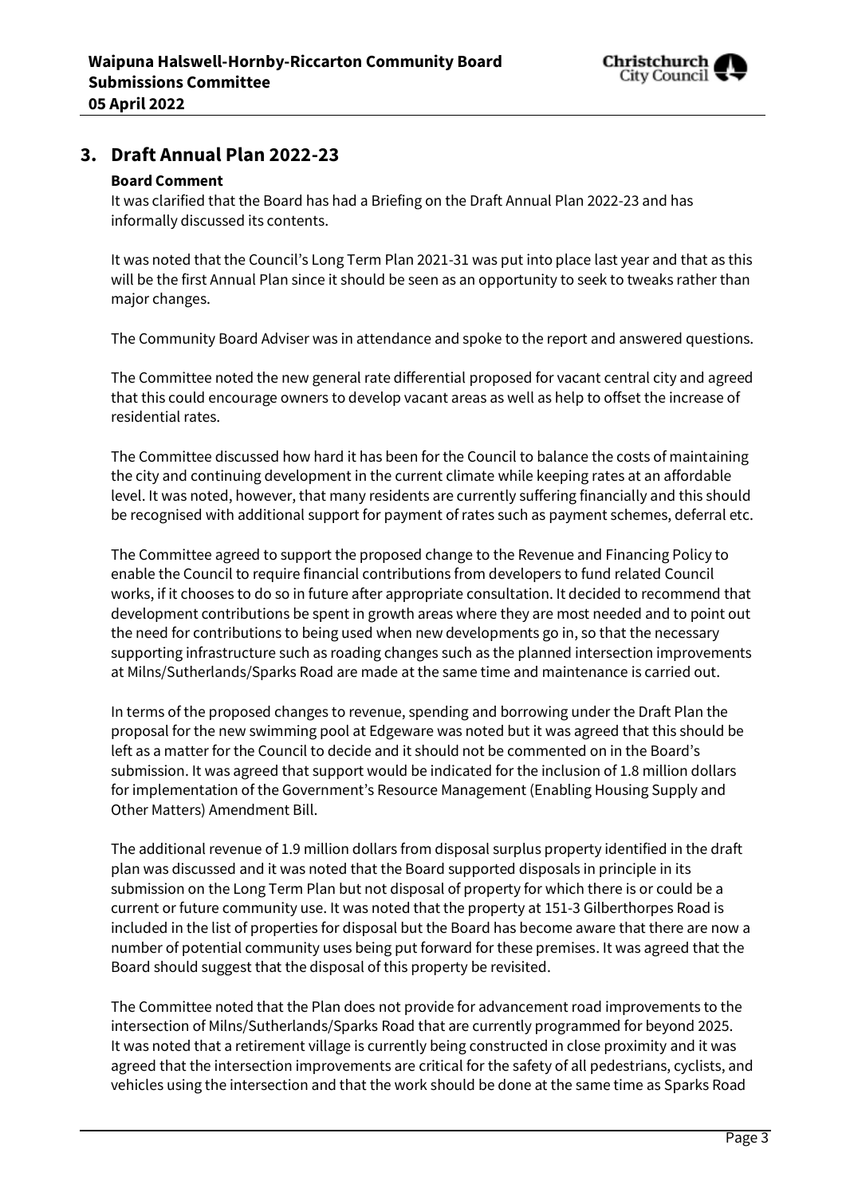## 3. Draft Annual Plan 2022-23

**Board Comment**

It was clarified that the Board has had a Briefing on the Draft Annual Plan 2022-23 and has informally discussed its contents.

It was noted that the Council's Long Term Plan 2021-31 was put into place last year and that as this will be the first Annual Plan since it should be seen as an opportunity to seek to tweaks rather than major changes.

The Community Board Adviser was in attendance and spoke to the report and answered questions.

The Committee noted the new general rate differential proposed for vacant central city and agreed that this could encourage owners to develop vacant areas as well as help to offset the increase of residential rates.

The Committee discussed how hard it has been for the Council to balance the costs of maintaining the city and continuing development in the current climate while keeping rates at an affordable level. It was noted, however, that many residents are currently suffering financially and this should be recognised with additional support for payment of rates such as payment schemes, deferral etc.

The Committee agreed to support the proposed change to the Revenue and Financing Policy to enable the Council to require financial contributions from developers to fund related Council works, if it chooses to do so in future after appropriate consultation. It decided to recommend that development contributions be spent in growth areas where they are most needed and to point out the need for contributions to being used when new developments go in, so that the necessary supporting infrastructure such as roading changes such as the planned intersection improvements at Milns/Sutherlands/Sparks Road are made at the same time and maintenance is carried out.

In terms of the proposed changes to revenue, spending and borrowing under the Draft Plan the proposal for the new swimming pool at Edgeware was noted but it was agreed that this should be left as a matter for the Council to decide and it should not be commented on in the Board's submission. It was agreed that support would be indicated for the inclusion of 1.8 million dollars for implementation of the Government's Resource Management (Enabling Housing Supply and Other Matters) Amendment Bill.

The additional revenue of 1.9 million dollars from disposal surplus property identified in the draft plan was discussed and it was noted that the Board supported disposals in principle in its submission on the Long Term Plan but not disposal of property for which there is or could be a current or future community use. It was noted that the property at 151-3 Gilberthorpes Road is included in the list of properties for disposal but the Board has become aware that there are now a number of potential community uses being put forward for these premises. It was agreed that the Board should suggest that the disposal of this property be revisited.

The Committee noted that the Plan does not provide for advancement road improvements to the intersection of Milns/Sutherlands/Sparks Road that are currently programmed for beyond 2025. It was noted that a retirement village is currently being constructed in close proximity and it was agreed that the intersection improvements are critical for the safety of all pedestrians, cyclists, and vehicles using the intersection and that the work should be done at the same time as Sparks Road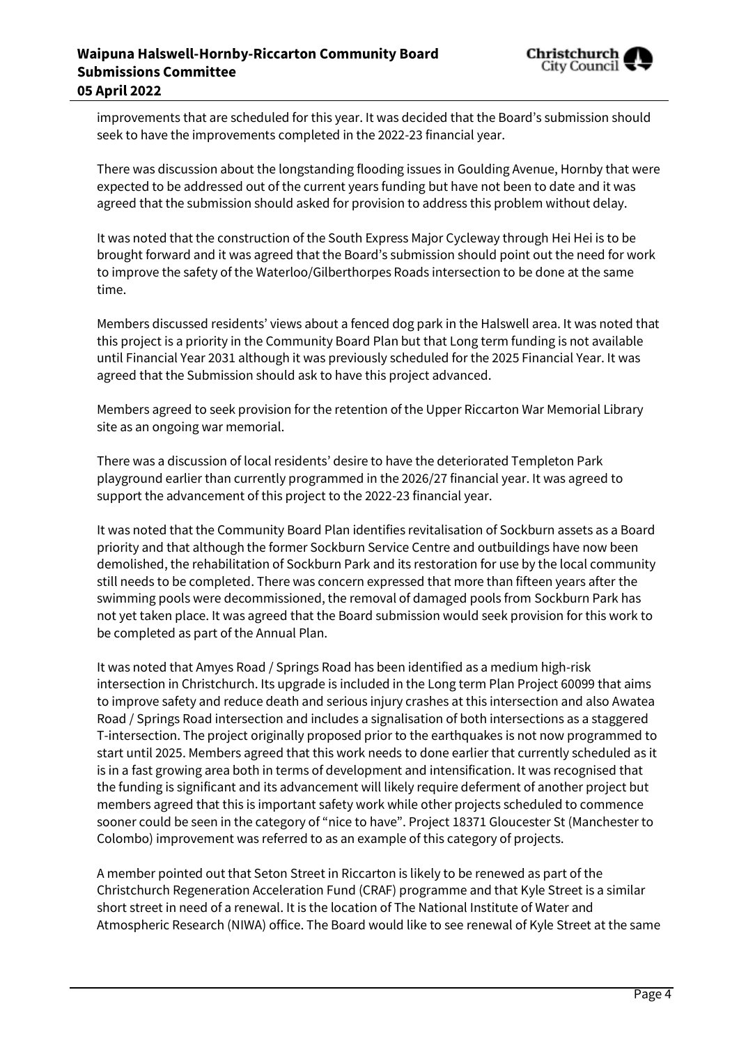improvements that are scheduled for this year. It was decided that the Board's submission should seek to have the improvements completed in the 2022-23 financial year.

There was discussion about the longstanding flooding issues in Goulding Avenue, Hornby that were expected to be addressed out of the current years funding but have not been to date and it was agreed that the submission should asked for provision to address this problem without delay.

It was noted that the construction of the South Express Major Cycleway through Hei Hei is to be brought forward and it was agreed that the Board's submission should point out the need for work to improve the safety of the Waterloo/Gilberthorpes Roads intersection to be done at the same time.

Members discussed residents' views about a fenced dog park in the Halswell area. It was noted that this project is a priority in the Community Board Plan but that Long term funding is not available until Financial Year 2031 although it was previously scheduled for the 2025 Financial Year. It was agreed that the Submission should ask to have this project advanced.

Members agreed to seek provision for the retention of the Upper Riccarton War Memorial Library site as an ongoing war memorial.

There was a discussion of local residents' desire to have the deteriorated Templeton Park playground earlier than currently programmed in the 2026/27 financial year. It was agreed to support the advancement of this project to the 2022-23 financial year.

It was noted that the Community Board Plan identifies revitalisation of Sockburn assets as a Board priority and that although the former Sockburn Service Centre and outbuildings have now been demolished, the rehabilitation of Sockburn Park and its restoration for use by the local community still needs to be completed. There was concern expressed that more than fifteen years after the swimming pools were decommissioned, the removal of damaged pools from Sockburn Park has not yet taken place. It was agreed that the Board submission would seek provision for this work to be completed as part of the Annual Plan.

It was noted that Amyes Road / Springs Road has been identified as a medium high-risk intersection in Christchurch. Its upgrade is included in the Long term Plan Project 60099 that aims to improve safety and reduce death and serious injury crashes at this intersection and also Awatea Road / Springs Road intersection and includes a signalisation of both intersections as a staggered T-intersection. The project originally proposed prior to the earthquakes is not now programmed to start until 2025. Members agreed that this work needs to done earlier that currently scheduled as it is in a fast growing area both in terms of development and intensification. It was recognised that the funding is significant and its advancement will likely require deferment of another project but members agreed that this is important safety work while other projects scheduled to commence sooner could be seen in the category of "nice to have". Project 18371 Gloucester St (Manchester to Colombo) improvement was referred to as an example of this category of projects.

A member pointed out that Seton Street in Riccarton is likely to be renewed as part of the Christchurch Regeneration Acceleration Fund (CRAF) programme and that Kyle Street is a similar short street in need of a renewal. It is the location of The National Institute of Water and Atmospheric Research (NIWA) office. The Board would like to see renewal of Kyle Street at the same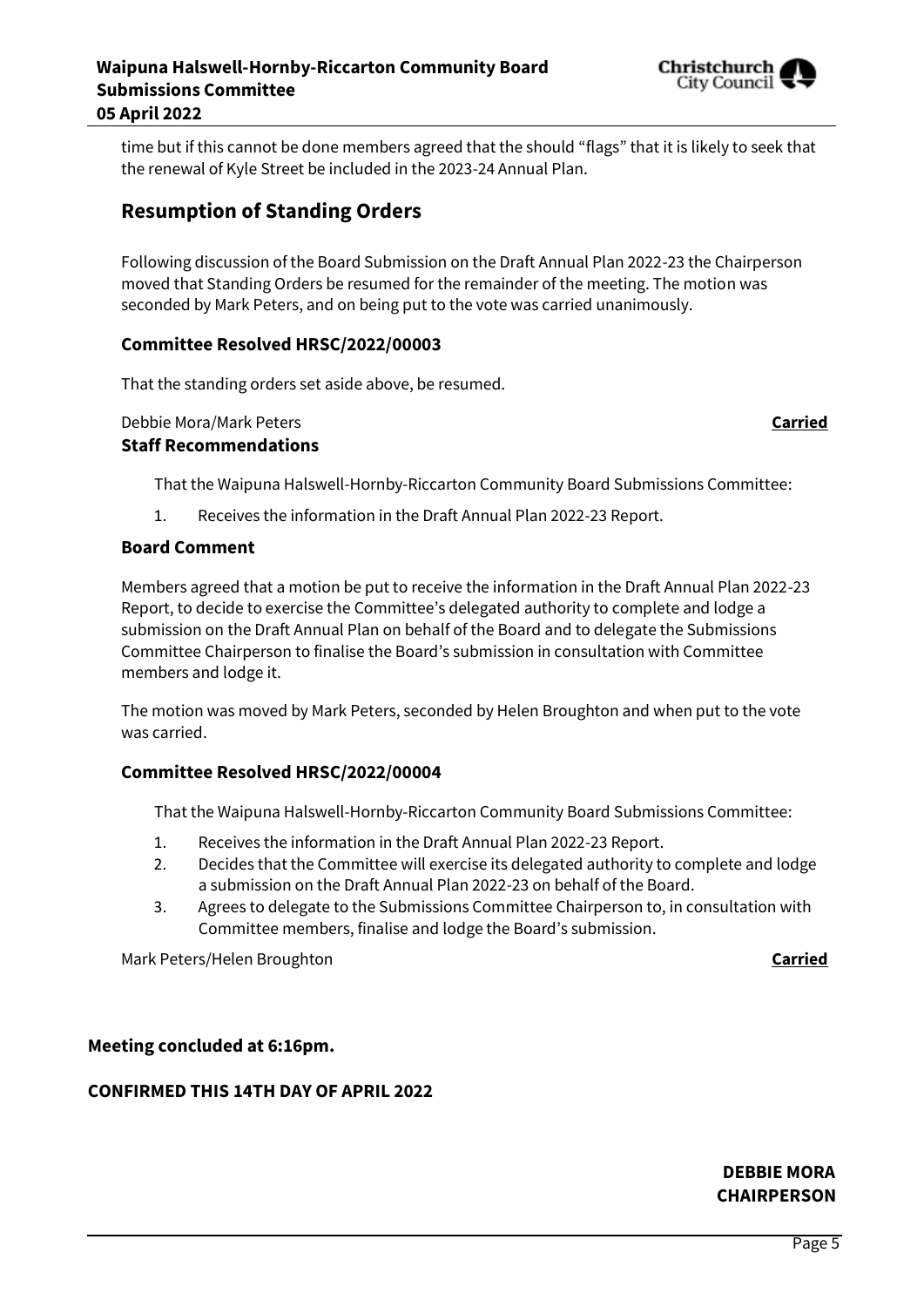time but if this cannot be done members agreed that the should "flags" that it is likely to seek that the renewal of Kyle Street be included in the 2023-24 Annual Plan.

## Resumption of Standing Orders

Following discussion of the Board Submission on the Draft Annual Plan 2022-23 the Chairperson moved that Standing Orders be resumed for the remainder of the meeting. The motion was seconded by Mark Peters, and on being put to the vote was carried unanimously.

### Committee Resolved HRSC/2022/00003

That the standing orders set aside above, be resumed.

Debbie Mora/Mark Peters **Carried**

### Staff Recommendations

That the Waipuna Halswell-Hornby-Riccarton Community Board Submissions Committee:

1. Receives the information in the Draft Annual Plan 2022-23 Report.

### Board Comment

Members agreed that a motion be put to receive the information in the Draft Annual Plan 2022-23 Report, to decide to exercise the Committee's delegated authority to complete and lodge a submission on the Draft Annual Plan on behalf of the Board and to delegate the Submissions Committee Chairperson to finalise the Board's submission in consultation with Committee members and lodge it.

The motion was moved by Mark Peters, seconded by Helen Broughton and when put to the vote was carried.

### Committee Resolved HRSC/2022/00004

That the Waipuna Halswell-Hornby-Riccarton Community Board Submissions Committee:

1. Receives the information in the Draft Annual Plan 2022-23 Report.
2. Decides that the Committee will exercise its delegated authority to complete and lodge a submission on the Draft Annual Plan 2022-23 on behalf of the Board.
3. Agrees to delegate to the Submissions Committee Chairperson to, in consultation with Committee members, finalise and lodge the Board's submission.

Mark Peters/Helen Broughton **Carried**

**Meeting concluded at 6:16pm.**

**CONFIRMED THIS 14TH DAY OF APRIL 2022**

**DEBBIE MORA**
**CHAIRPERSON**